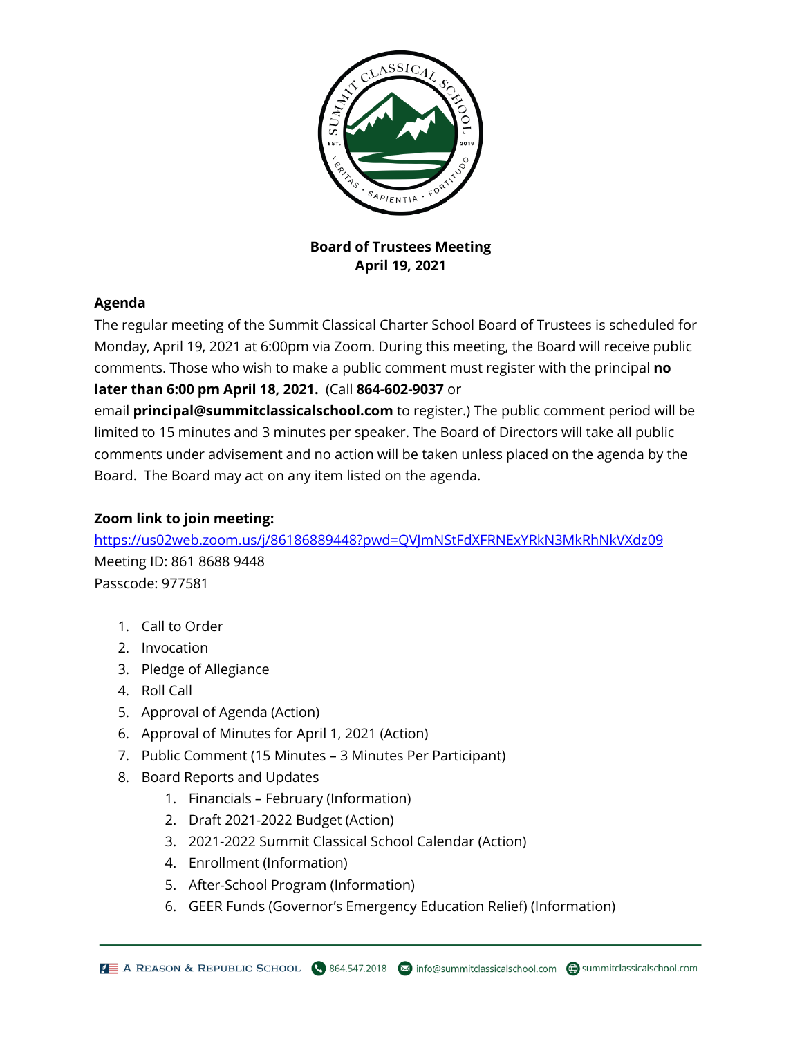**Board of Trustees Meeting**
**April 19, 2021**

## Agenda

The regular meeting of the Summit Classical Charter School Board of Trustees is scheduled for Monday, April 19, 2021 at 6:00pm via Zoom. During this meeting, the Board will receive public comments. Those who wish to make a public comment must register with the principal **no later than 6:00 pm April 18, 2021.** (Call **864-602-9037** or email **principal@summitclassicalschool.com** to register.) The public comment period will be limited to 15 minutes and 3 minutes per speaker. The Board of Directors will take all public comments under advisement and no action will be taken unless placed on the agenda by the Board. The Board may act on any item listed on the agenda.

**Zoom link to join meeting:**
https://us02web.zoom.us/j/86186889448?pwd=QVJmNStFdXFRNExYRkN3MkRhNkVXdz09
Meeting ID: 861 8688 9448
Passcode: 977581

1. Call to Order
2. Invocation
3. Pledge of Allegiance
4. Roll Call
5. Approval of Agenda (Action)
6. Approval of Minutes for April 1, 2021 (Action)
7. Public Comment (15 Minutes – 3 Minutes Per Participant)
8. Board Reports and Updates
    1. Financials – February (Information)
    2. Draft 2021-2022 Budget (Action)
    3. 2021-2022 Summit Classical School Calendar (Action)
    4. Enrollment (Information)
    5. After-School Program (Information)
    6. GEER Funds (Governor's Emergency Education Relief) (Information)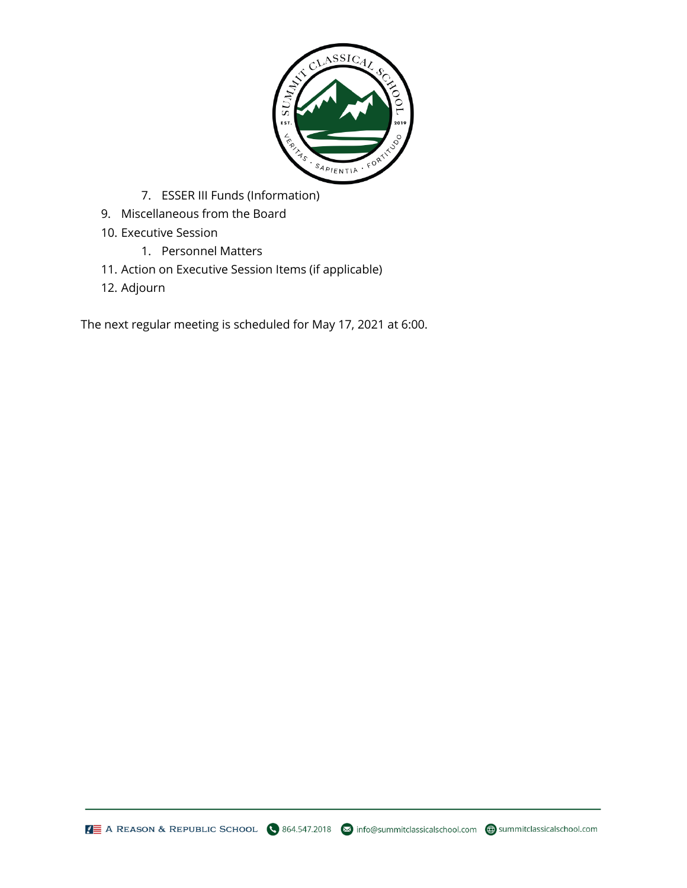7. ESSER III Funds (Information)

9. Miscellaneous from the Board
10. Executive Session
    1. Personnel Matters
11. Action on Executive Session Items (if applicable)
12. Adjourn

The next regular meeting is scheduled for May 17, 2021 at 6:00.